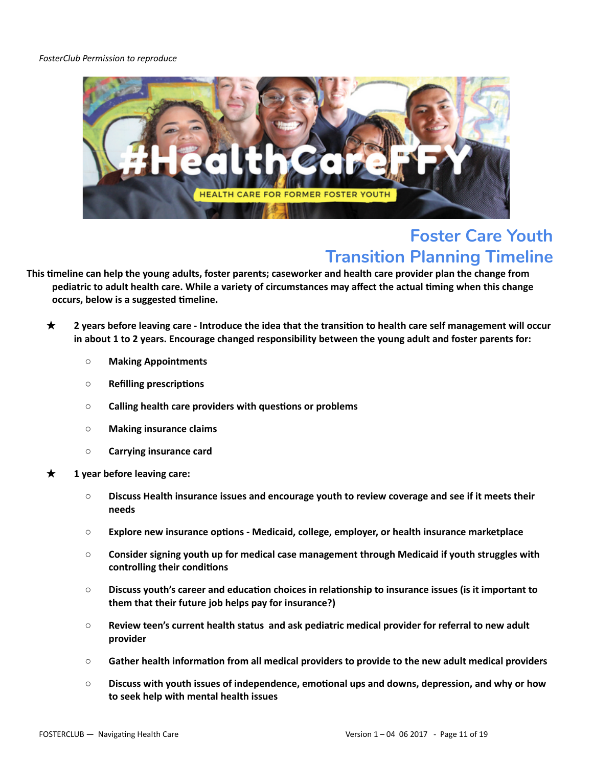*FosterClub Permission to reproduce*

# Foster Care Youth Transition Planning Timeline

**This timeline can help the young adults, foster parents; caseworker and health care provider plan the change from pediatric to adult health care. While a variety of circumstances may affect the actual timing when this change occurs, below is a suggested timeline.**

- **2 years before leaving care - Introduce the idea that the transition to health care self management will occur in about 1 to 2 years. Encourage changed responsibility between the young adult and foster parents for:**
  - **Making Appointments**
  - **Refilling prescriptions**
  - **Calling health care providers with questions or problems**
  - **Making insurance claims**
  - **Carrying insurance card**
- **1 year before leaving care:**
  - **Discuss Health insurance issues and encourage youth to review coverage and see if it meets their needs**
  - **Explore new insurance options - Medicaid, college, employer, or health insurance marketplace**
  - **Consider signing youth up for medical case management through Medicaid if youth struggles with controlling their conditions**
  - **Discuss youth's career and education choices in relationship to insurance issues (is it important to them that their future job helps pay for insurance?)**
  - **Review teen's current health status and ask pediatric medical provider for referral to new adult provider**
  - **Gather health information from all medical providers to provide to the new adult medical providers**
  - **Discuss with youth issues of independence, emotional ups and downs, depression, and why or how to seek help with mental health issues**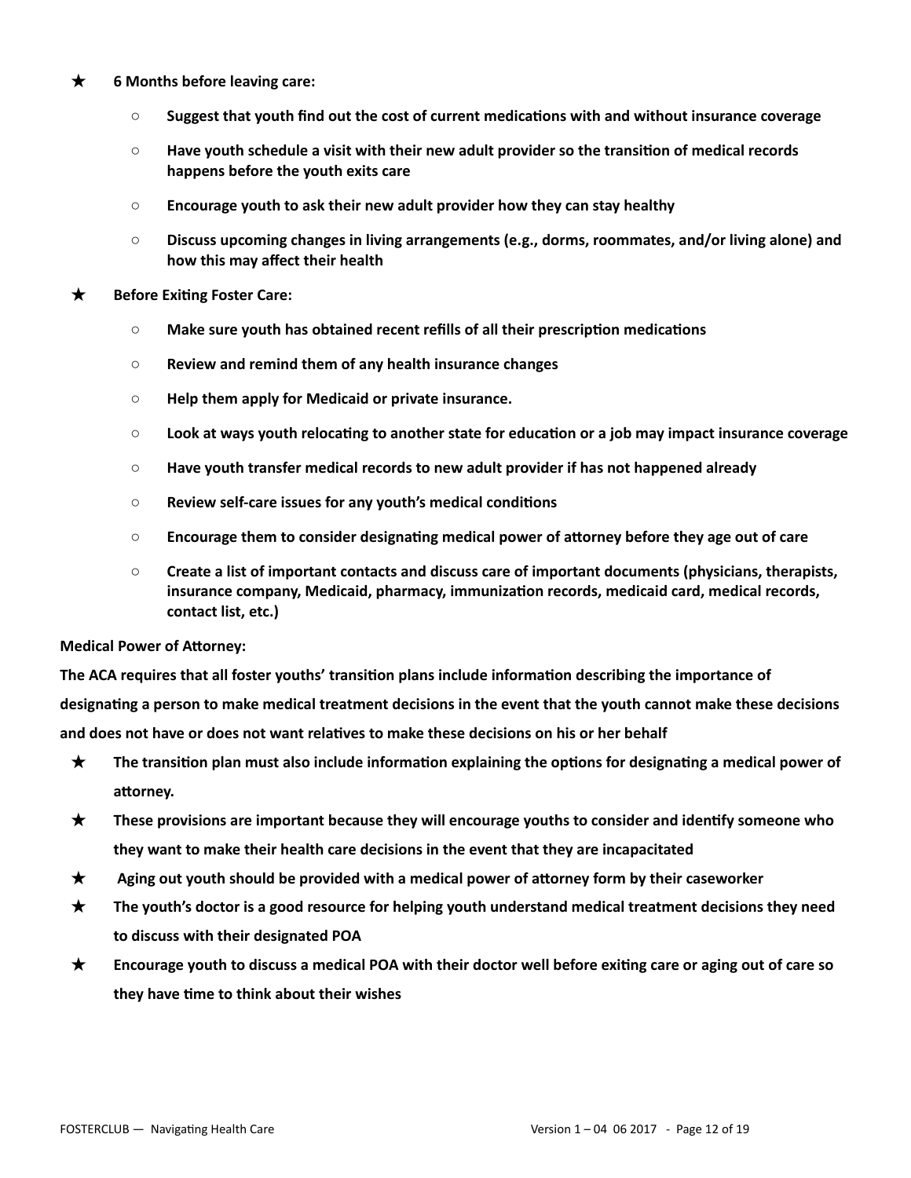- **6 Months before leaving care:**
    - **Suggest that youth find out the cost of current medications with and without insurance coverage**
    - **Have youth schedule a visit with their new adult provider so the transition of medical records happens before the youth exits care**
    - **Encourage youth to ask their new adult provider how they can stay healthy**
    - **Discuss upcoming changes in living arrangements (e.g., dorms, roommates, and/or living alone) and how this may affect their health**
- **Before Exiting Foster Care:**
    - **Make sure youth has obtained recent refills of all their prescription medications**
    - **Review and remind them of any health insurance changes**
    - **Help them apply for Medicaid or private insurance.**
    - **Look at ways youth relocating to another state for education or a job may impact insurance coverage**
    - **Have youth transfer medical records to new adult provider if has not happened already**
    - **Review self-care issues for any youth's medical conditions**
    - **Encourage them to consider designating medical power of attorney before they age out of care**
    - **Create a list of important contacts and discuss care of important documents (physicians, therapists, insurance company, Medicaid, pharmacy, immunization records, medicaid card, medical records, contact list, etc.)**

**Medical Power of Attorney:**

**The ACA requires that all foster youths' transition plans include information describing the importance of designating a person to make medical treatment decisions in the event that the youth cannot make these decisions and does not have or does not want relatives to make these decisions on his or her behalf**

- **The transition plan must also include information explaining the options for designating a medical power of attorney.**
- **These provisions are important because they will encourage youths to consider and identify someone who they want to make their health care decisions in the event that they are incapacitated**
- **Aging out youth should be provided with a medical power of attorney form by their caseworker**
- **The youth's doctor is a good resource for helping youth understand medical treatment decisions they need to discuss with their designated POA**
- **Encourage youth to discuss a medical POA with their doctor well before exiting care or aging out of care so they have time to think about their wishes**